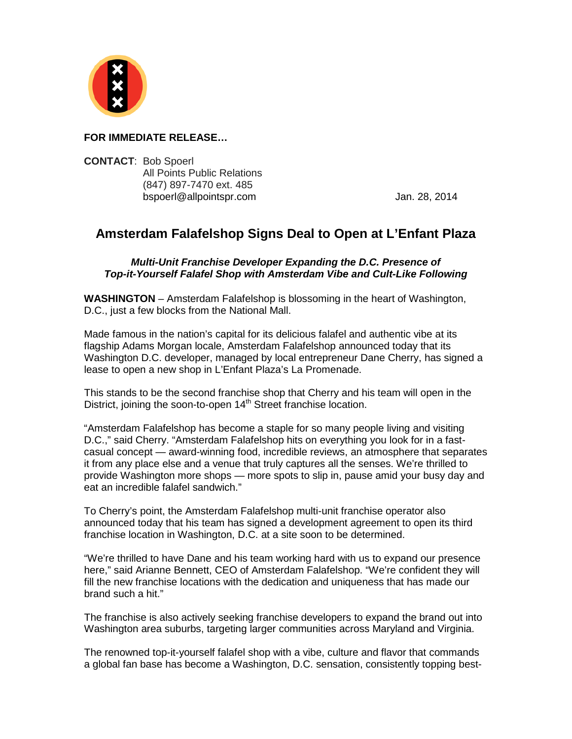**FOR IMMEDIATE RELEASE…**

**CONTACT**: Bob Spoerl
All Points Public Relations
(847) 897-7470 ext. 485
bspoerl@allpointspr.com

Jan. 28, 2014

## Amsterdam Falafelshop Signs Deal to Open at L'Enfant Plaza

***Multi-Unit Franchise Developer Expanding the D.C. Presence of Top-it-Yourself Falafel Shop with Amsterdam Vibe and Cult-Like Following***

**WASHINGTON** – Amsterdam Falafelshop is blossoming in the heart of Washington, D.C., just a few blocks from the National Mall.

Made famous in the nation's capital for its delicious falafel and authentic vibe at its flagship Adams Morgan locale, Amsterdam Falafelshop announced today that its Washington D.C. developer, managed by local entrepreneur Dane Cherry, has signed a lease to open a new shop in L'Enfant Plaza's La Promenade.

This stands to be the second franchise shop that Cherry and his team will open in the District, joining the soon-to-open 14th Street franchise location.

"Amsterdam Falafelshop has become a staple for so many people living and visiting D.C.," said Cherry. "Amsterdam Falafelshop hits on everything you look for in a fast-casual concept — award-winning food, incredible reviews, an atmosphere that separates it from any place else and a venue that truly captures all the senses. We're thrilled to provide Washington more shops — more spots to slip in, pause amid your busy day and eat an incredible falafel sandwich."

To Cherry's point, the Amsterdam Falafelshop multi-unit franchise operator also announced today that his team has signed a development agreement to open its third franchise location in Washington, D.C. at a site soon to be determined.

"We're thrilled to have Dane and his team working hard with us to expand our presence here," said Arianne Bennett, CEO of Amsterdam Falafelshop. "We're confident they will fill the new franchise locations with the dedication and uniqueness that has made our brand such a hit."

The franchise is also actively seeking franchise developers to expand the brand out into Washington area suburbs, targeting larger communities across Maryland and Virginia.

The renowned top-it-yourself falafel shop with a vibe, culture and flavor that commands a global fan base has become a Washington, D.C. sensation, consistently topping best-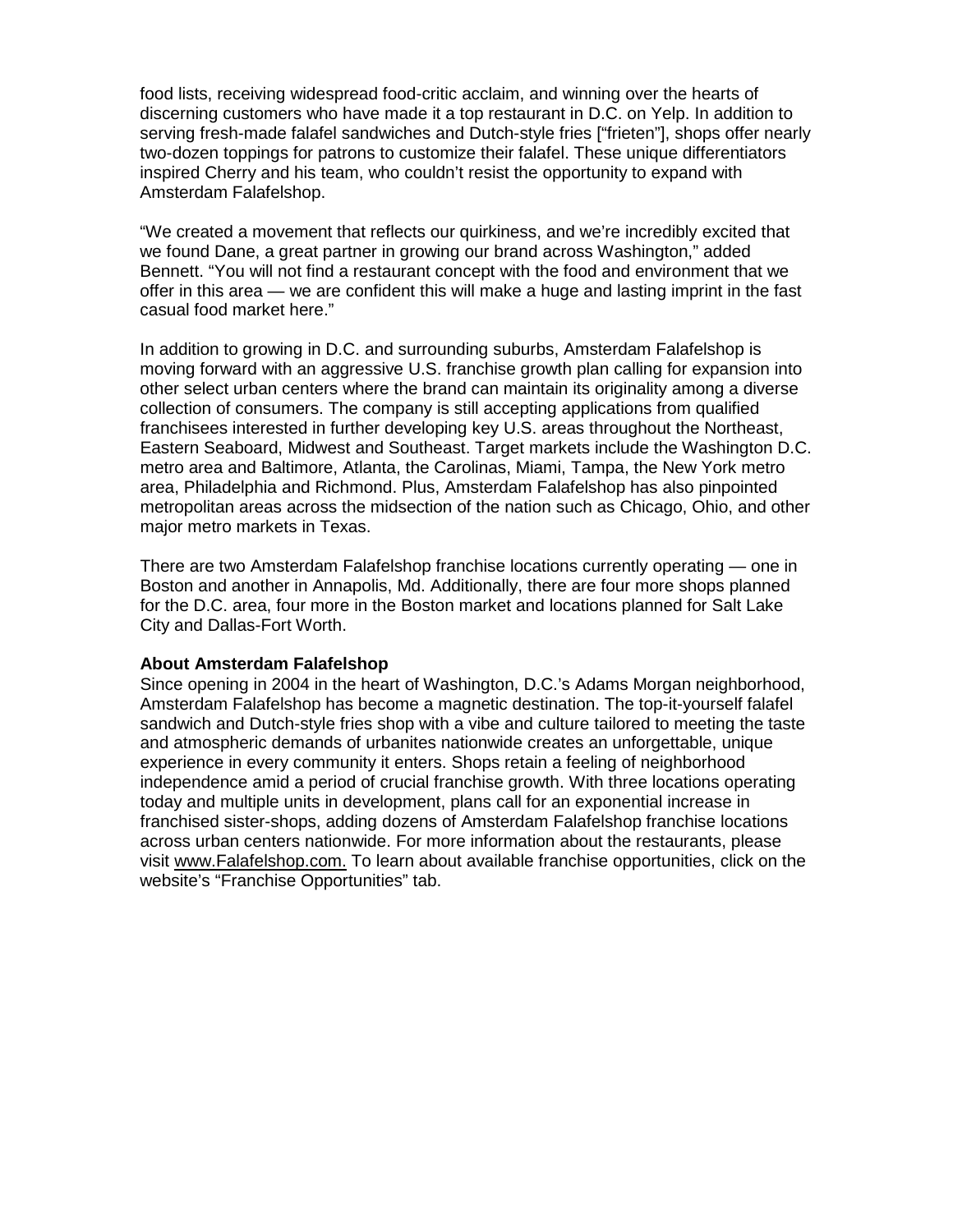food lists, receiving widespread food-critic acclaim, and winning over the hearts of discerning customers who have made it a top restaurant in D.C. on Yelp. In addition to serving fresh-made falafel sandwiches and Dutch-style fries ["frieten"], shops offer nearly two-dozen toppings for patrons to customize their falafel. These unique differentiators inspired Cherry and his team, who couldn't resist the opportunity to expand with Amsterdam Falafelshop.

"We created a movement that reflects our quirkiness, and we're incredibly excited that we found Dane, a great partner in growing our brand across Washington," added Bennett. "You will not find a restaurant concept with the food and environment that we offer in this area — we are confident this will make a huge and lasting imprint in the fast casual food market here."

In addition to growing in D.C. and surrounding suburbs, Amsterdam Falafelshop is moving forward with an aggressive U.S. franchise growth plan calling for expansion into other select urban centers where the brand can maintain its originality among a diverse collection of consumers. The company is still accepting applications from qualified franchisees interested in further developing key U.S. areas throughout the Northeast, Eastern Seaboard, Midwest and Southeast. Target markets include the Washington D.C. metro area and Baltimore, Atlanta, the Carolinas, Miami, Tampa, the New York metro area, Philadelphia and Richmond. Plus, Amsterdam Falafelshop has also pinpointed metropolitan areas across the midsection of the nation such as Chicago, Ohio, and other major metro markets in Texas.

There are two Amsterdam Falafelshop franchise locations currently operating — one in Boston and another in Annapolis, Md. Additionally, there are four more shops planned for the D.C. area, four more in the Boston market and locations planned for Salt Lake City and Dallas-Fort Worth.

**About Amsterdam Falafelshop**

Since opening in 2004 in the heart of Washington, D.C.'s Adams Morgan neighborhood, Amsterdam Falafelshop has become a magnetic destination. The top-it-yourself falafel sandwich and Dutch-style fries shop with a vibe and culture tailored to meeting the taste and atmospheric demands of urbanites nationwide creates an unforgettable, unique experience in every community it enters. Shops retain a feeling of neighborhood independence amid a period of crucial franchise growth. With three locations operating today and multiple units in development, plans call for an exponential increase in franchised sister-shops, adding dozens of Amsterdam Falafelshop franchise locations across urban centers nationwide. For more information about the restaurants, please visit www.Falafelshop.com. To learn about available franchise opportunities, click on the website's "Franchise Opportunities" tab.